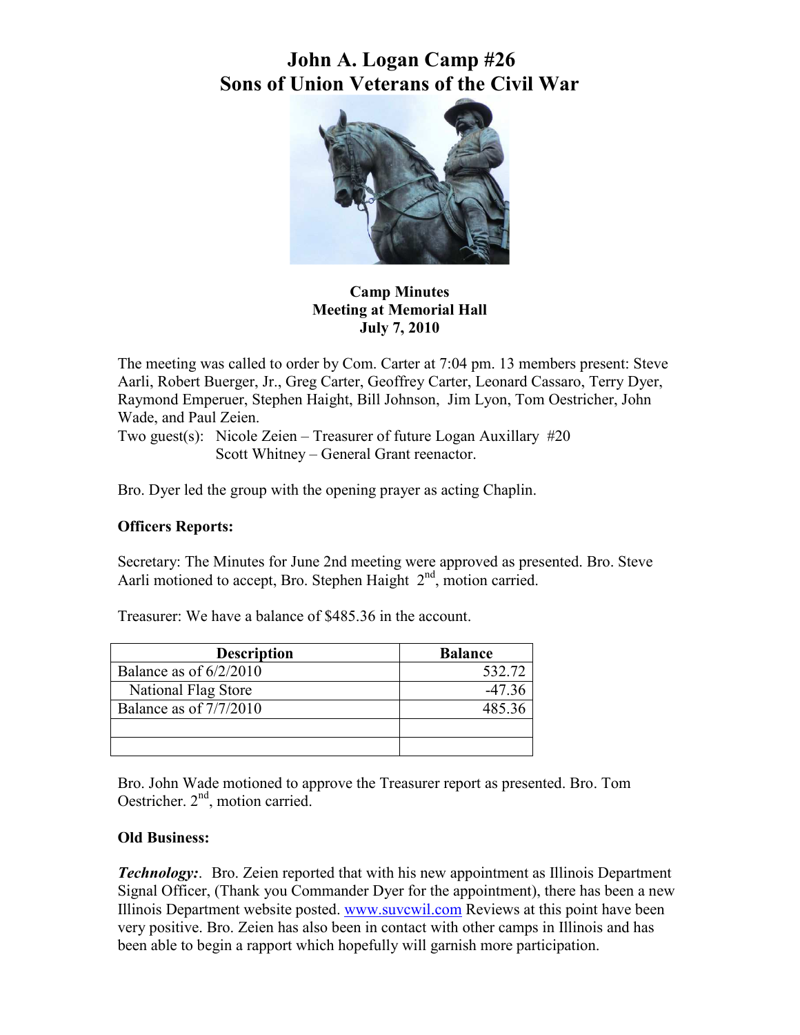# John A. Logan Camp #26
# Sons of Union Veterans of the Civil War

**Camp Minutes**
**Meeting at Memorial Hall**
**July 7, 2010**

The meeting was called to order by Com. Carter at 7:04 pm. 13 members present: Steve Aarli, Robert Buerger, Jr., Greg Carter, Geoffrey Carter, Leonard Cassaro, Terry Dyer, Raymond Emperuer, Stephen Haight, Bill Johnson, Jim Lyon, Tom Oestricher, John Wade, and Paul Zeien.

Two guest(s): Nicole Zeien – Treasurer of future Logan Auxillary #20
Scott Whitney – General Grant reenactor.

Bro. Dyer led the group with the opening prayer as acting Chaplin.

**Officers Reports:**

Secretary: The Minutes for June 2nd meeting were approved as presented. Bro. Steve Aarli motioned to accept, Bro. Stephen Haight 2nd, motion carried.

Treasurer: We have a balance of $485.36 in the account.

| Description | Balance |
|---|---|
| Balance as of 6/2/2010 | 532.72 |
| National Flag Store | -47.36 |
| Balance as of 7/7/2010 | 485.36 |
| | |
| | |

Bro. John Wade motioned to approve the Treasurer report as presented. Bro. Tom Oestricher. 2nd, motion carried.

**Old Business:**

***Technology:***. Bro. Zeien reported that with his new appointment as Illinois Department Signal Officer, (Thank you Commander Dyer for the appointment), there has been a new Illinois Department website posted. www.suvcwil.com Reviews at this point have been very positive. Bro. Zeien has also been in contact with other camps in Illinois and has been able to begin a rapport which hopefully will garnish more participation.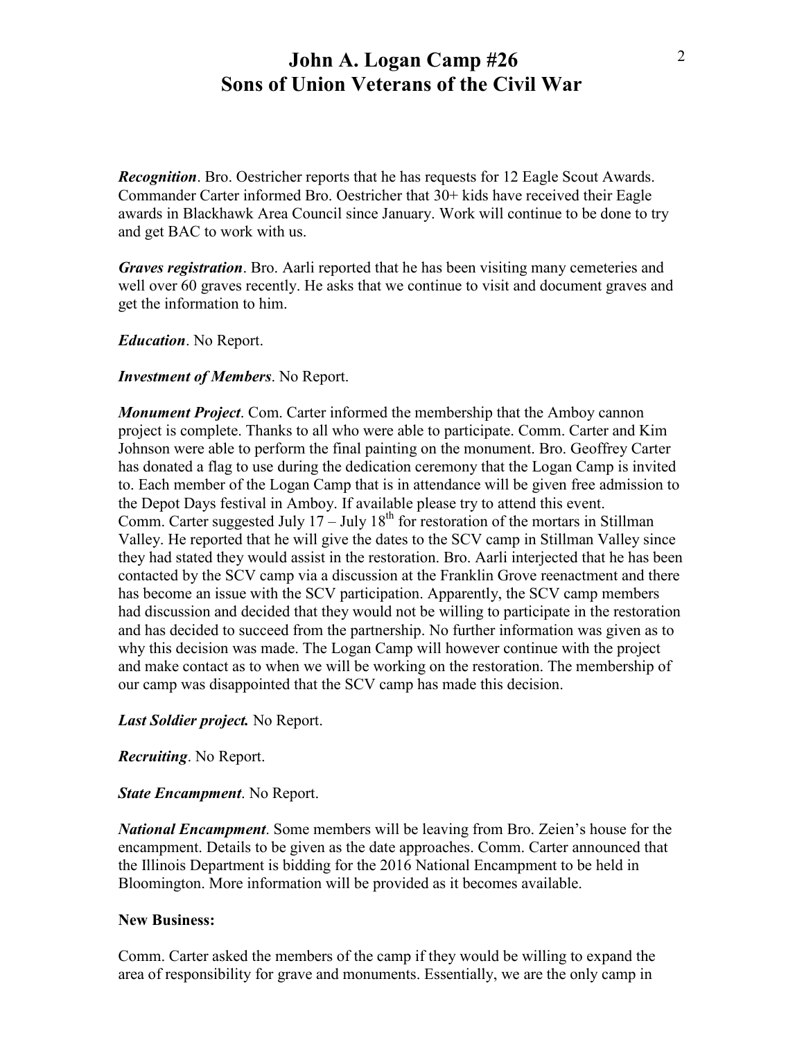*Recognition*. Bro. Oestricher reports that he has requests for 12 Eagle Scout Awards. Commander Carter informed Bro. Oestricher that 30+ kids have received their Eagle awards in Blackhawk Area Council since January. Work will continue to be done to try and get BAC to work with us.

*Graves registration*. Bro. Aarli reported that he has been visiting many cemeteries and well over 60 graves recently. He asks that we continue to visit and document graves and get the information to him.

*Education*. No Report.

*Investment of Members*. No Report.

*Monument Project*. Com. Carter informed the membership that the Amboy cannon project is complete. Thanks to all who were able to participate. Comm. Carter and Kim Johnson were able to perform the final painting on the monument. Bro. Geoffrey Carter has donated a flag to use during the dedication ceremony that the Logan Camp is invited to. Each member of the Logan Camp that is in attendance will be given free admission to the Depot Days festival in Amboy. If available please try to attend this event.
Comm. Carter suggested July 17 – July 18th for restoration of the mortars in Stillman Valley. He reported that he will give the dates to the SCV camp in Stillman Valley since they had stated they would assist in the restoration. Bro. Aarli interjected that he has been contacted by the SCV camp via a discussion at the Franklin Grove reenactment and there has become an issue with the SCV participation. Apparently, the SCV camp members had discussion and decided that they would not be willing to participate in the restoration and has decided to succeed from the partnership. No further information was given as to why this decision was made. The Logan Camp will however continue with the project and make contact as to when we will be working on the restoration. The membership of our camp was disappointed that the SCV camp has made this decision.

***Last Soldier project.*** No Report.

*Recruiting*. No Report.

*State Encampment*. No Report.

*National Encampment*. Some members will be leaving from Bro. Zeien's house for the encampment. Details to be given as the date approaches. Comm. Carter announced that the Illinois Department is bidding for the 2016 National Encampment to be held in Bloomington. More information will be provided as it becomes available.

**New Business:**

Comm. Carter asked the members of the camp if they would be willing to expand the area of responsibility for grave and monuments. Essentially, we are the only camp in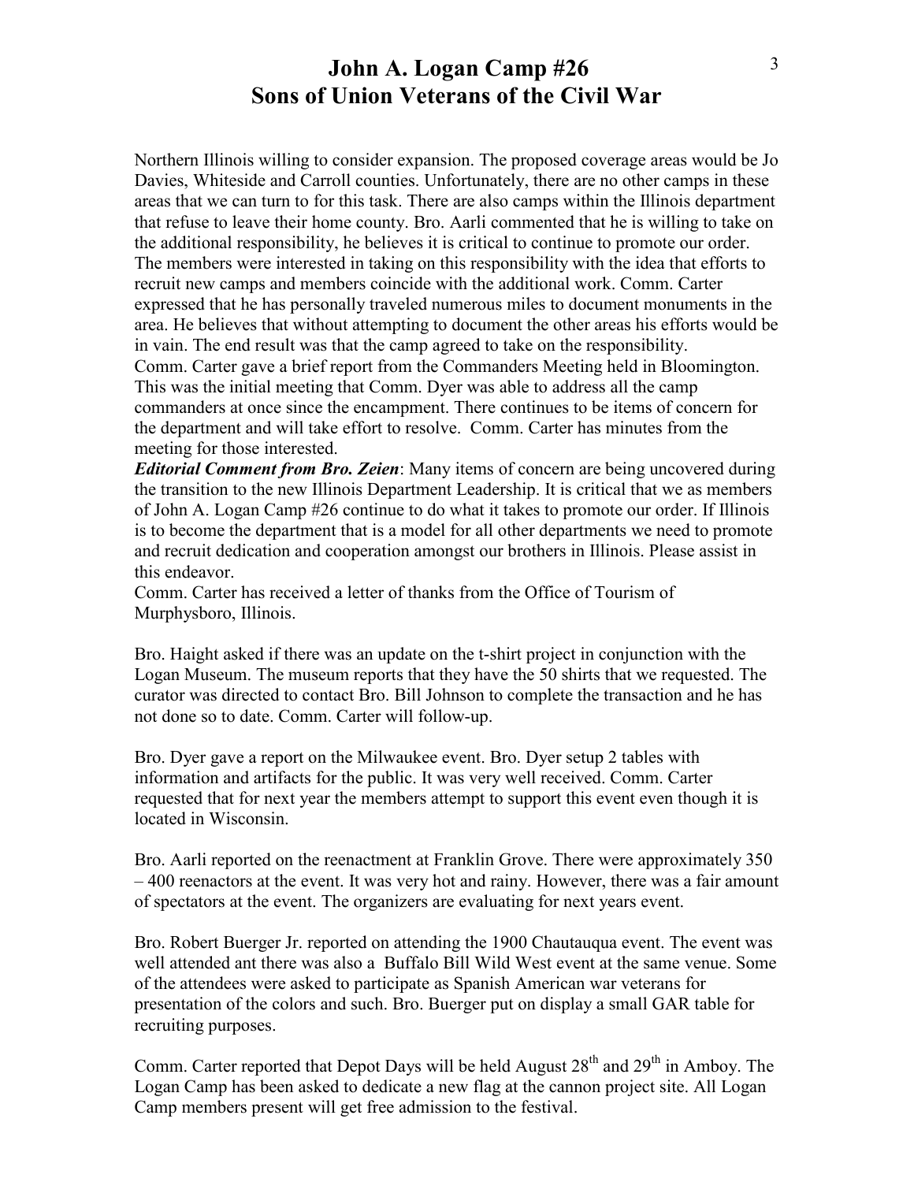Northern Illinois willing to consider expansion. The proposed coverage areas would be Jo Davies, Whiteside and Carroll counties. Unfortunately, there are no other camps in these areas that we can turn to for this task. There are also camps within the Illinois department that refuse to leave their home county. Bro. Aarli commented that he is willing to take on the additional responsibility, he believes it is critical to continue to promote our order. The members were interested in taking on this responsibility with the idea that efforts to recruit new camps and members coincide with the additional work. Comm. Carter expressed that he has personally traveled numerous miles to document monuments in the area. He believes that without attempting to document the other areas his efforts would be in vain. The end result was that the camp agreed to take on the responsibility.
Comm. Carter gave a brief report from the Commanders Meeting held in Bloomington. This was the initial meeting that Comm. Dyer was able to address all the camp commanders at once since the encampment. There continues to be items of concern for the department and will take effort to resolve. Comm. Carter has minutes from the meeting for those interested.
***Editorial Comment from Bro. Zeien***: Many items of concern are being uncovered during the transition to the new Illinois Department Leadership. It is critical that we as members of John A. Logan Camp #26 continue to do what it takes to promote our order. If Illinois is to become the department that is a model for all other departments we need to promote and recruit dedication and cooperation amongst our brothers in Illinois. Please assist in this endeavor.
Comm. Carter has received a letter of thanks from the Office of Tourism of Murphysboro, Illinois.

Bro. Haight asked if there was an update on the t-shirt project in conjunction with the Logan Museum. The museum reports that they have the 50 shirts that we requested. The curator was directed to contact Bro. Bill Johnson to complete the transaction and he has not done so to date. Comm. Carter will follow-up.

Bro. Dyer gave a report on the Milwaukee event. Bro. Dyer setup 2 tables with information and artifacts for the public. It was very well received. Comm. Carter requested that for next year the members attempt to support this event even though it is located in Wisconsin.

Bro. Aarli reported on the reenactment at Franklin Grove. There were approximately 350 – 400 reenactors at the event. It was very hot and rainy. However, there was a fair amount of spectators at the event. The organizers are evaluating for next years event.

Bro. Robert Buerger Jr. reported on attending the 1900 Chautauqua event. The event was well attended ant there was also a Buffalo Bill Wild West event at the same venue. Some of the attendees were asked to participate as Spanish American war veterans for presentation of the colors and such. Bro. Buerger put on display a small GAR table for recruiting purposes.

Comm. Carter reported that Depot Days will be held August 28th and 29th in Amboy. The Logan Camp has been asked to dedicate a new flag at the cannon project site. All Logan Camp members present will get free admission to the festival.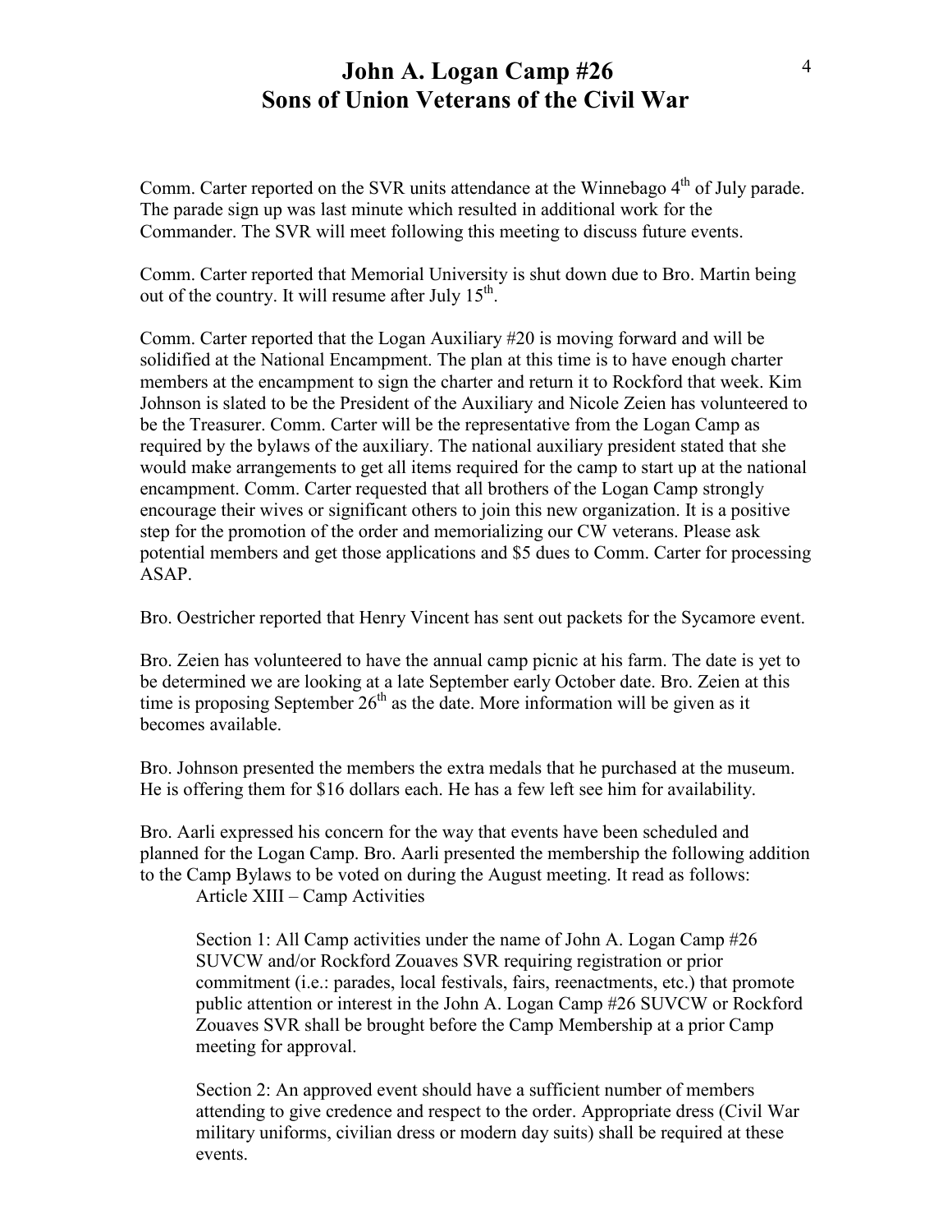Comm. Carter reported on the SVR units attendance at the Winnebago 4th of July parade. The parade sign up was last minute which resulted in additional work for the Commander. The SVR will meet following this meeting to discuss future events.

Comm. Carter reported that Memorial University is shut down due to Bro. Martin being out of the country. It will resume after July 15th.

Comm. Carter reported that the Logan Auxiliary #20 is moving forward and will be solidified at the National Encampment. The plan at this time is to have enough charter members at the encampment to sign the charter and return it to Rockford that week. Kim Johnson is slated to be the President of the Auxiliary and Nicole Zeien has volunteered to be the Treasurer. Comm. Carter will be the representative from the Logan Camp as required by the bylaws of the auxiliary. The national auxiliary president stated that she would make arrangements to get all items required for the camp to start up at the national encampment. Comm. Carter requested that all brothers of the Logan Camp strongly encourage their wives or significant others to join this new organization. It is a positive step for the promotion of the order and memorializing our CW veterans. Please ask potential members and get those applications and $5 dues to Comm. Carter for processing ASAP.

Bro. Oestricher reported that Henry Vincent has sent out packets for the Sycamore event.

Bro. Zeien has volunteered to have the annual camp picnic at his farm. The date is yet to be determined we are looking at a late September early October date. Bro. Zeien at this time is proposing September 26th as the date. More information will be given as it becomes available.

Bro. Johnson presented the members the extra medals that he purchased at the museum. He is offering them for $16 dollars each. He has a few left see him for availability.

Bro. Aarli expressed his concern for the way that events have been scheduled and planned for the Logan Camp. Bro. Aarli presented the membership the following addition to the Camp Bylaws to be voted on during the August meeting. It read as follows:

> Article XIII – Camp Activities
>
> Section 1: All Camp activities under the name of John A. Logan Camp #26 SUVCW and/or Rockford Zouaves SVR requiring registration or prior commitment (i.e.: parades, local festivals, fairs, reenactments, etc.) that promote public attention or interest in the John A. Logan Camp #26 SUVCW or Rockford Zouaves SVR shall be brought before the Camp Membership at a prior Camp meeting for approval.
>
> Section 2: An approved event should have a sufficient number of members attending to give credence and respect to the order. Appropriate dress (Civil War military uniforms, civilian dress or modern day suits) shall be required at these events.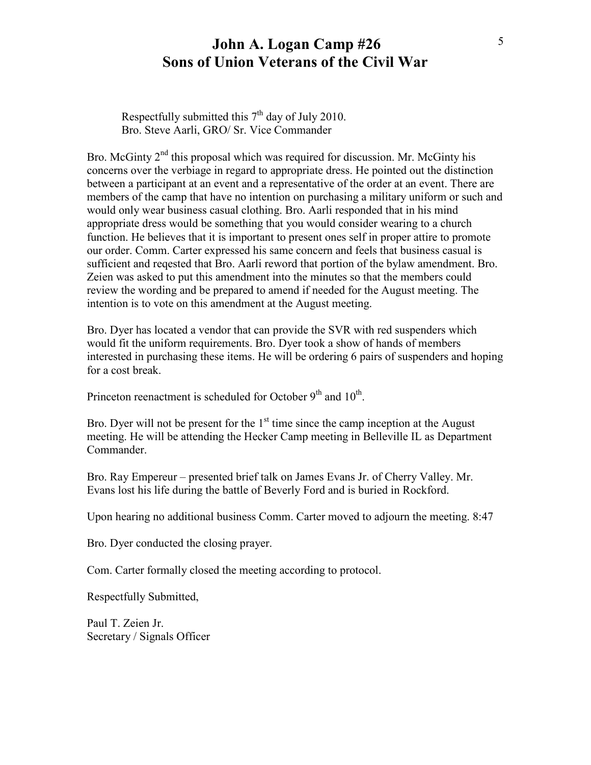# John A. Logan Camp #26
# Sons of Union Veterans of the Civil War

Respectfully submitted this 7th day of July 2010.
Bro. Steve Aarli, GRO/ Sr. Vice Commander

Bro. McGinty 2nd this proposal which was required for discussion. Mr. McGinty his concerns over the verbiage in regard to appropriate dress. He pointed out the distinction between a participant at an event and a representative of the order at an event. There are members of the camp that have no intention on purchasing a military uniform or such and would only wear business casual clothing. Bro. Aarli responded that in his mind appropriate dress would be something that you would consider wearing to a church function. He believes that it is important to present ones self in proper attire to promote our order. Comm. Carter expressed his same concern and feels that business casual is sufficient and reqested that Bro. Aarli reword that portion of the bylaw amendment. Bro. Zeien was asked to put this amendment into the minutes so that the members could review the wording and be prepared to amend if needed for the August meeting. The intention is to vote on this amendment at the August meeting.

Bro. Dyer has located a vendor that can provide the SVR with red suspenders which would fit the uniform requirements. Bro. Dyer took a show of hands of members interested in purchasing these items. He will be ordering 6 pairs of suspenders and hoping for a cost break.

Princeton reenactment is scheduled for October 9th and 10th.

Bro. Dyer will not be present for the 1st time since the camp inception at the August meeting. He will be attending the Hecker Camp meeting in Belleville IL as Department Commander.

Bro. Ray Empereur – presented brief talk on James Evans Jr. of Cherry Valley. Mr. Evans lost his life during the battle of Beverly Ford and is buried in Rockford.

Upon hearing no additional business Comm. Carter moved to adjourn the meeting. 8:47

Bro. Dyer conducted the closing prayer.

Com. Carter formally closed the meeting according to protocol.

Respectfully Submitted,

Paul T. Zeien Jr.
Secretary / Signals Officer